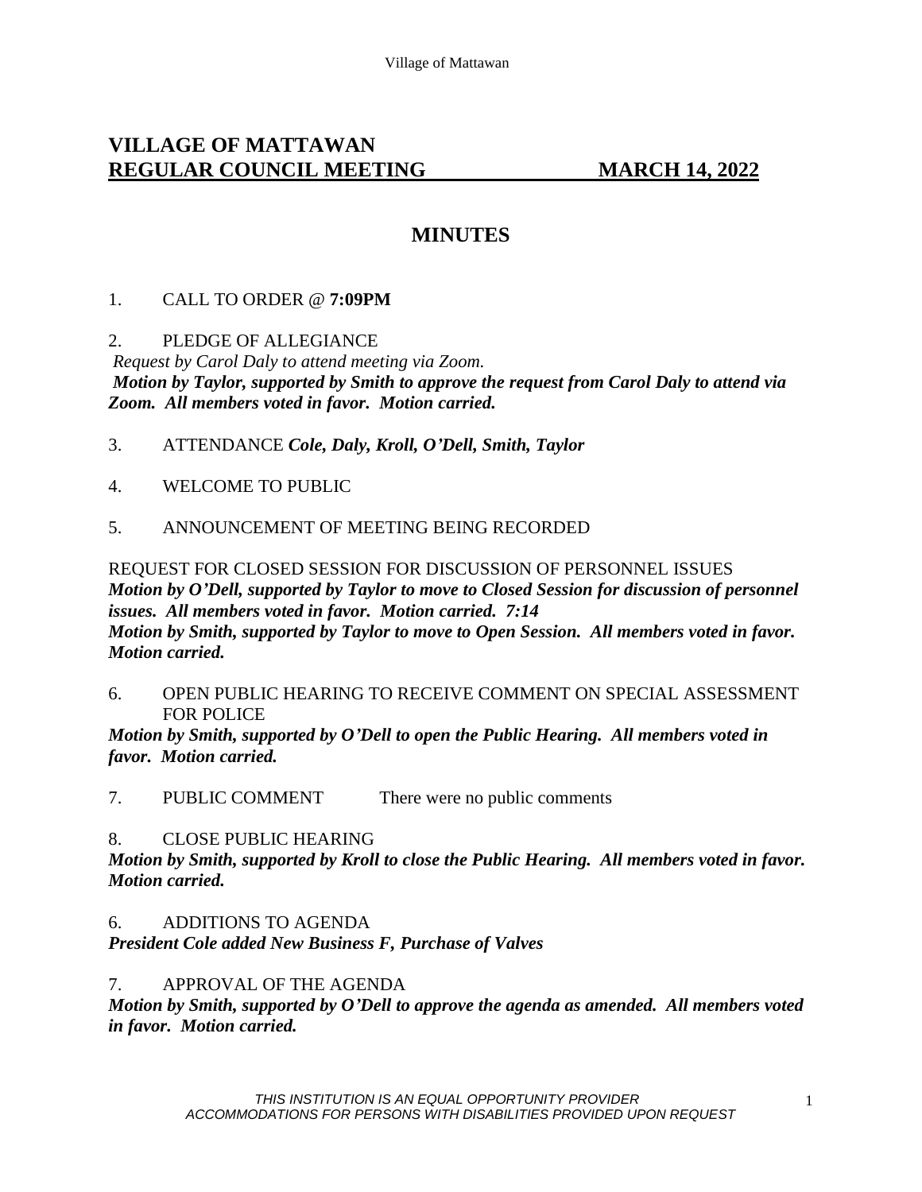# VILLAGE OF MATTAWAN
## REGULAR COUNCIL MEETING MARCH 14, 2022

## MINUTES

1. CALL TO ORDER @ **7:09PM**

2. PLEDGE OF ALLEGIANCE

*Request by Carol Daly to attend meeting via Zoom.*

***Motion by Taylor, supported by Smith to approve the request from Carol Daly to attend via Zoom. All members voted in favor. Motion carried.***

3. ATTENDANCE ***Cole, Daly, Kroll, O'Dell, Smith, Taylor***

4. WELCOME TO PUBLIC

5. ANNOUNCEMENT OF MEETING BEING RECORDED

REQUEST FOR CLOSED SESSION FOR DISCUSSION OF PERSONNEL ISSUES

***Motion by O'Dell, supported by Taylor to move to Closed Session for discussion of personnel issues. All members voted in favor. Motion carried. 7:14***

***Motion by Smith, supported by Taylor to move to Open Session. All members voted in favor. Motion carried.***

6. OPEN PUBLIC HEARING TO RECEIVE COMMENT ON SPECIAL ASSESSMENT FOR POLICE

***Motion by Smith, supported by O'Dell to open the Public Hearing. All members voted in favor. Motion carried.***

7. PUBLIC COMMENT There were no public comments

8. CLOSE PUBLIC HEARING

***Motion by Smith, supported by Kroll to close the Public Hearing. All members voted in favor. Motion carried.***

6. ADDITIONS TO AGENDA

***President Cole added New Business F, Purchase of Valves***

7. APPROVAL OF THE AGENDA

***Motion by Smith, supported by O'Dell to approve the agenda as amended. All members voted in favor. Motion carried.***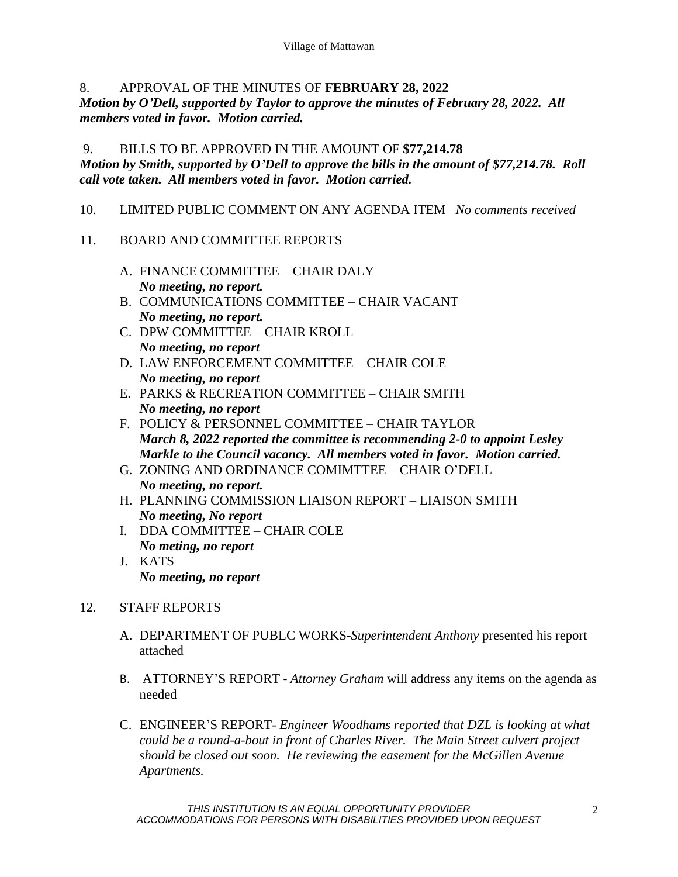8. APPROVAL OF THE MINUTES OF **FEBRUARY 28, 2022**

***Motion by O'Dell, supported by Taylor to approve the minutes of February 28, 2022. All members voted in favor. Motion carried.***

9. BILLS TO BE APPROVED IN THE AMOUNT OF **$77,214.78**

***Motion by Smith, supported by O'Dell to approve the bills in the amount of $77,214.78. Roll call vote taken. All members voted in favor. Motion carried.***

10. LIMITED PUBLIC COMMENT ON ANY AGENDA ITEM *No comments received*

11. BOARD AND COMMITTEE REPORTS

A. FINANCE COMMITTEE – CHAIR DALY
***No meeting, no report.***

B. COMMUNICATIONS COMMITTEE – CHAIR VACANT
***No meeting, no report.***

C. DPW COMMITTEE – CHAIR KROLL
***No meeting, no report***

D. LAW ENFORCEMENT COMMITTEE – CHAIR COLE
***No meeting, no report***

E. PARKS & RECREATION COMMITTEE – CHAIR SMITH
***No meeting, no report***

F. POLICY & PERSONNEL COMMITTEE – CHAIR TAYLOR
***March 8, 2022 reported the committee is recommending 2-0 to appoint Lesley Markle to the Council vacancy. All members voted in favor. Motion carried.***

G. ZONING AND ORDINANCE COMIMTTEE – CHAIR O'DELL
***No meeting, no report.***

H. PLANNING COMMISSION LIAISON REPORT – LIAISON SMITH
***No meeting, No report***

I. DDA COMMITTEE – CHAIR COLE
***No meting, no report***

J. KATS –
***No meeting, no report***

12. STAFF REPORTS

A. DEPARTMENT OF PUBLC WORKS-*Superintendent Anthony* presented his report attached

B. ATTORNEY'S REPORT - *Attorney Graham* will address any items on the agenda as needed

C. ENGINEER'S REPORT- *Engineer Woodhams reported that DZL is looking at what could be a round-a-bout in front of Charles River. The Main Street culvert project should be closed out soon. He reviewing the easement for the McGillen Avenue Apartments.*

*THIS INSTITUTION IS AN EQUAL OPPORTUNITY PROVIDER*
*ACCOMMODATIONS FOR PERSONS WITH DISABILITIES PROVIDED UPON REQUEST*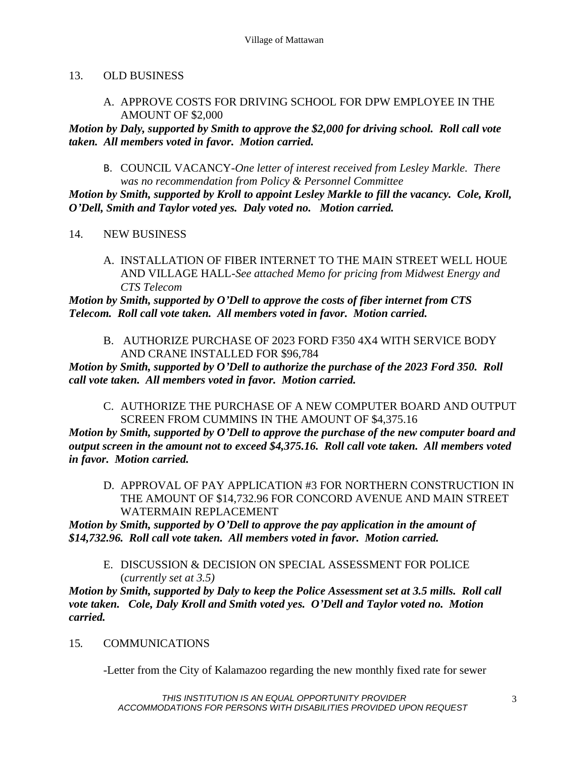13. OLD BUSINESS

A. APPROVE COSTS FOR DRIVING SCHOOL FOR DPW EMPLOYEE IN THE AMOUNT OF $2,000

***Motion by Daly, supported by Smith to approve the $2,000 for driving school. Roll call vote taken. All members voted in favor. Motion carried.***

B. COUNCIL VACANCY-*One letter of interest received from Lesley Markle. There was no recommendation from Policy & Personnel Committee*

***Motion by Smith, supported by Kroll to appoint Lesley Markle to fill the vacancy. Cole, Kroll, O'Dell, Smith and Taylor voted yes. Daly voted no. Motion carried.***

14. NEW BUSINESS

A. INSTALLATION OF FIBER INTERNET TO THE MAIN STREET WELL HOUE AND VILLAGE HALL-*See attached Memo for pricing from Midwest Energy and CTS Telecom*

***Motion by Smith, supported by O'Dell to approve the costs of fiber internet from CTS Telecom. Roll call vote taken. All members voted in favor. Motion carried.***

B. AUTHORIZE PURCHASE OF 2023 FORD F350 4X4 WITH SERVICE BODY AND CRANE INSTALLED FOR $96,784

***Motion by Smith, supported by O'Dell to authorize the purchase of the 2023 Ford 350. Roll call vote taken. All members voted in favor. Motion carried.***

C. AUTHORIZE THE PURCHASE OF A NEW COMPUTER BOARD AND OUTPUT SCREEN FROM CUMMINS IN THE AMOUNT OF $4,375.16

***Motion by Smith, supported by O'Dell to approve the purchase of the new computer board and output screen in the amount not to exceed $4,375.16. Roll call vote taken. All members voted in favor. Motion carried.***

D. APPROVAL OF PAY APPLICATION #3 FOR NORTHERN CONSTRUCTION IN THE AMOUNT OF $14,732.96 FOR CONCORD AVENUE AND MAIN STREET WATERMAIN REPLACEMENT

***Motion by Smith, supported by O'Dell to approve the pay application in the amount of $14,732.96. Roll call vote taken. All members voted in favor. Motion carried.***

E. DISCUSSION & DECISION ON SPECIAL ASSESSMENT FOR POLICE (*currently set at 3.5)*

***Motion by Smith, supported by Daly to keep the Police Assessment set at 3.5 mills. Roll call vote taken. Cole, Daly Kroll and Smith voted yes. O'Dell and Taylor voted no. Motion carried.***

15. COMMUNICATIONS

-Letter from the City of Kalamazoo regarding the new monthly fixed rate for sewer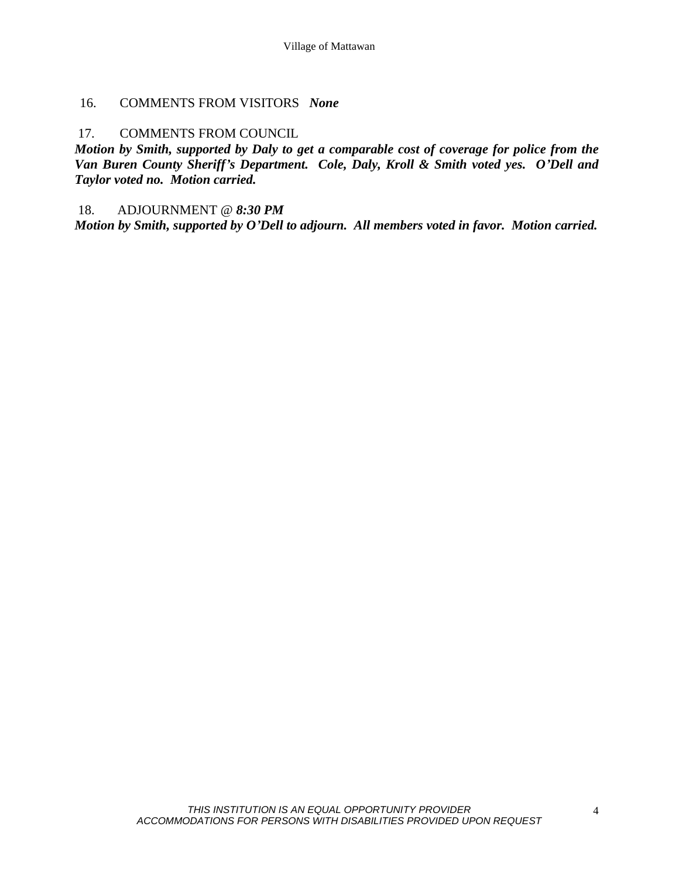16. COMMENTS FROM VISITORS ***None***

17. COMMENTS FROM COUNCIL

***Motion by Smith, supported by Daly to get a comparable cost of coverage for police from the Van Buren County Sheriff's Department. Cole, Daly, Kroll & Smith voted yes. O'Dell and Taylor voted no. Motion carried.***

18. ADJOURNMENT @ ***8:30 PM***

***Motion by Smith, supported by O'Dell to adjourn. All members voted in favor. Motion carried.***

*THIS INSTITUTION IS AN EQUAL OPPORTUNITY PROVIDER*
*ACCOMMODATIONS FOR PERSONS WITH DISABILITIES PROVIDED UPON REQUEST*